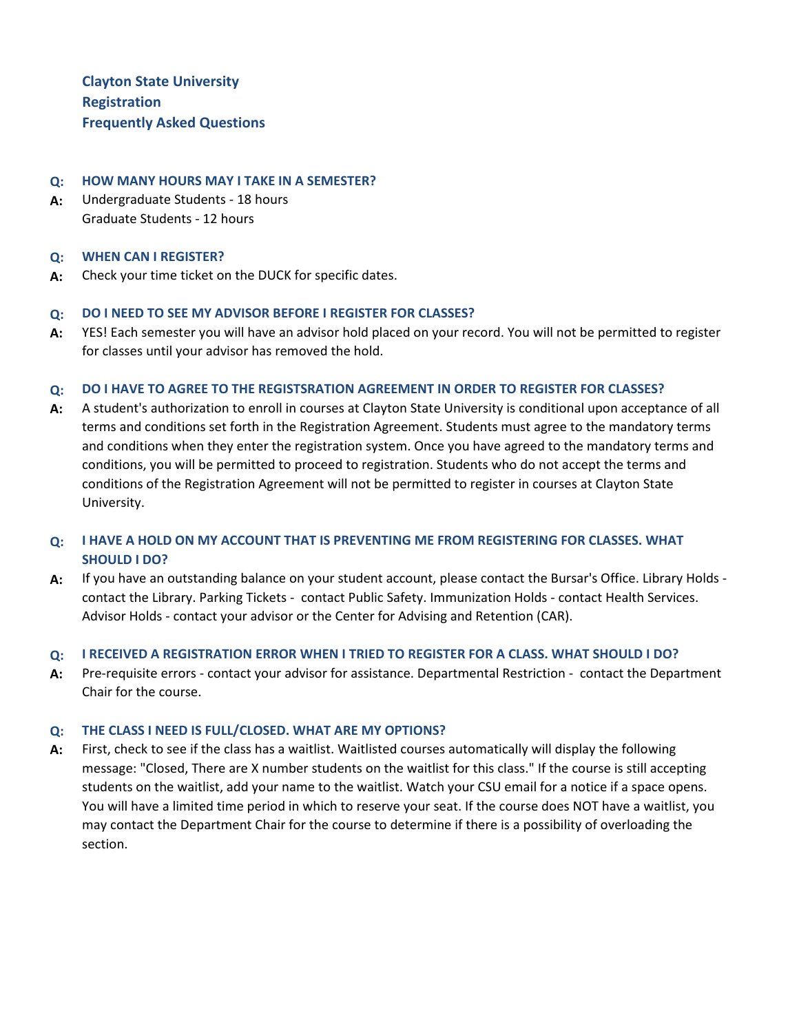# Clayton State University
# Registration
# Frequently Asked Questions

**Q: HOW MANY HOURS MAY I TAKE IN A SEMESTER?**

**A:** Undergraduate Students - 18 hours
Graduate Students - 12 hours

**Q: WHEN CAN I REGISTER?**

**A:** Check your time ticket on the DUCK for specific dates.

**Q: DO I NEED TO SEE MY ADVISOR BEFORE I REGISTER FOR CLASSES?**

**A:** YES! Each semester you will have an advisor hold placed on your record. You will not be permitted to register for classes until your advisor has removed the hold.

**Q: DO I HAVE TO AGREE TO THE REGISTSRATION AGREEMENT IN ORDER TO REGISTER FOR CLASSES?**

**A:** A student's authorization to enroll in courses at Clayton State University is conditional upon acceptance of all terms and conditions set forth in the Registration Agreement. Students must agree to the mandatory terms and conditions when they enter the registration system. Once you have agreed to the mandatory terms and conditions, you will be permitted to proceed to registration. Students who do not accept the terms and conditions of the Registration Agreement will not be permitted to register in courses at Clayton State University.

**Q: I HAVE A HOLD ON MY ACCOUNT THAT IS PREVENTING ME FROM REGISTERING FOR CLASSES. WHAT SHOULD I DO?**

**A:** If you have an outstanding balance on your student account, please contact the Bursar's Office. Library Holds - contact the Library. Parking Tickets - contact Public Safety. Immunization Holds - contact Health Services. Advisor Holds - contact your advisor or the Center for Advising and Retention (CAR).

**Q: I RECEIVED A REGISTRATION ERROR WHEN I TRIED TO REGISTER FOR A CLASS. WHAT SHOULD I DO?**

**A:** Pre-requisite errors - contact your advisor for assistance. Departmental Restriction - contact the Department Chair for the course.

**Q: THE CLASS I NEED IS FULL/CLOSED. WHAT ARE MY OPTIONS?**

**A:** First, check to see if the class has a waitlist. Waitlisted courses automatically will display the following message: "Closed, There are X number students on the waitlist for this class." If the course is still accepting students on the waitlist, add your name to the waitlist. Watch your CSU email for a notice if a space opens. You will have a limited time period in which to reserve your seat. If the course does NOT have a waitlist, you may contact the Department Chair for the course to determine if there is a possibility of overloading the section.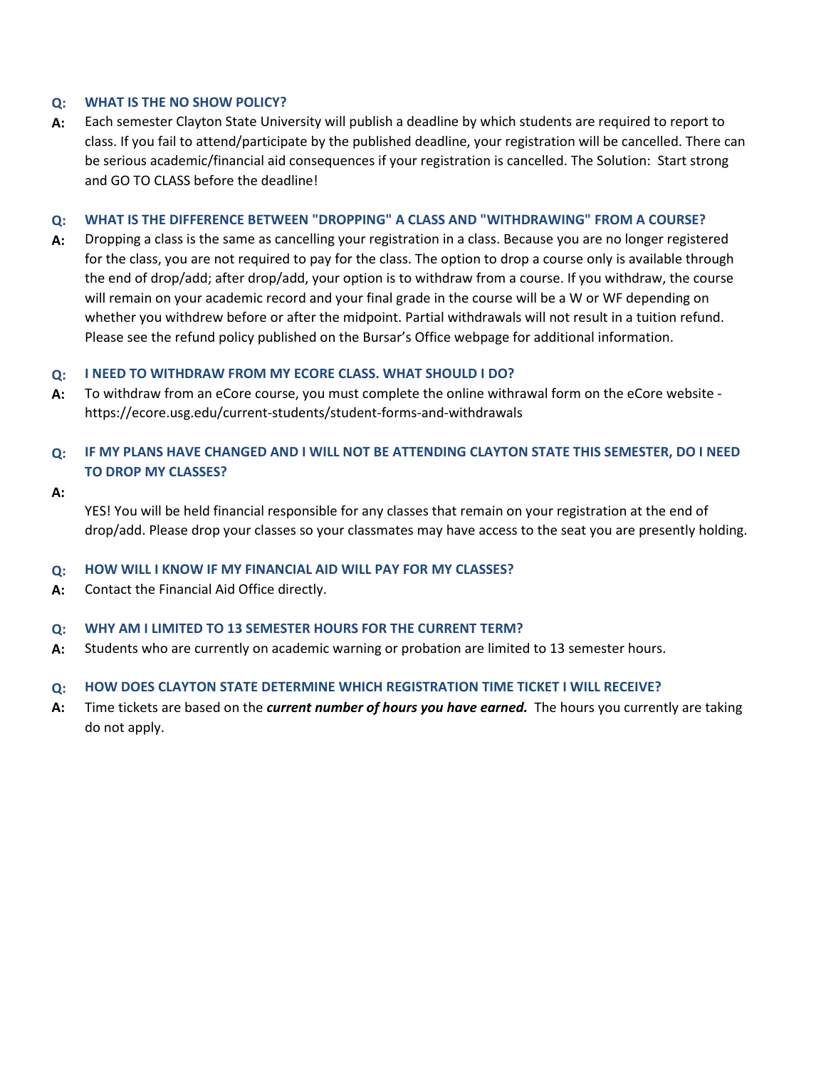**Q:** **WHAT IS THE NO SHOW POLICY?**

**A:** Each semester Clayton State University will publish a deadline by which students are required to report to class. If you fail to attend/participate by the published deadline, your registration will be cancelled. There can be serious academic/financial aid consequences if your registration is cancelled. The Solution: Start strong and GO TO CLASS before the deadline!

**Q:** **WHAT IS THE DIFFERENCE BETWEEN "DROPPING" A CLASS AND "WITHDRAWING" FROM A COURSE?**

**A:** Dropping a class is the same as cancelling your registration in a class. Because you are no longer registered for the class, you are not required to pay for the class. The option to drop a course only is available through the end of drop/add; after drop/add, your option is to withdraw from a course. If you withdraw, the course will remain on your academic record and your final grade in the course will be a W or WF depending on whether you withdrew before or after the midpoint. Partial withdrawals will not result in a tuition refund. Please see the refund policy published on the Bursar's Office webpage for additional information.

**Q:** **I NEED TO WITHDRAW FROM MY ECORE CLASS. WHAT SHOULD I DO?**

**A:** To withdraw from an eCore course, you must complete the online withrawal form on the eCore website - https://ecore.usg.edu/current-students/student-forms-and-withdrawals

**Q:** **IF MY PLANS HAVE CHANGED AND I WILL NOT BE ATTENDING CLAYTON STATE THIS SEMESTER, DO I NEED TO DROP MY CLASSES?**

**A:**

YES! You will be held financial responsible for any classes that remain on your registration at the end of drop/add. Please drop your classes so your classmates may have access to the seat you are presently holding.

**Q:** **HOW WILL I KNOW IF MY FINANCIAL AID WILL PAY FOR MY CLASSES?**

**A:** Contact the Financial Aid Office directly.

**Q:** **WHY AM I LIMITED TO 13 SEMESTER HOURS FOR THE CURRENT TERM?**

**A:** Students who are currently on academic warning or probation are limited to 13 semester hours.

**Q:** **HOW DOES CLAYTON STATE DETERMINE WHICH REGISTRATION TIME TICKET I WILL RECEIVE?**

**A:** Time tickets are based on the ***current number of hours you have earned.*** The hours you currently are taking do not apply.